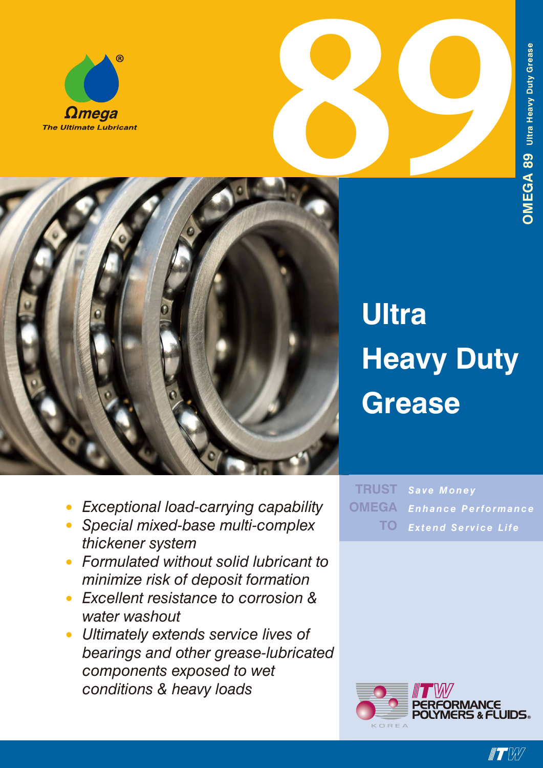Ωmega®

*The Ultimate Lubricant*

# 89

OMEGA 89 Ultra Heavy Duty Grease

# Ultra Heavy Duty Grease

- *Exceptional load-carrying capability*
- *Special mixed-base multi-complex thickener system*
- *Formulated without solid lubricant to minimize risk of deposit formation*
- *Excellent resistance to corrosion & water washout*
- *Ultimately extends service lives of bearings and other grease-lubricated components exposed to wet conditions & heavy loads*

**TRUST OMEGA TO**

*Save Money*
*Enhance Performance*
*Extend Service Life*

ITW PERFORMANCE POLYMERS & FLUIDS®

KOREA

ITW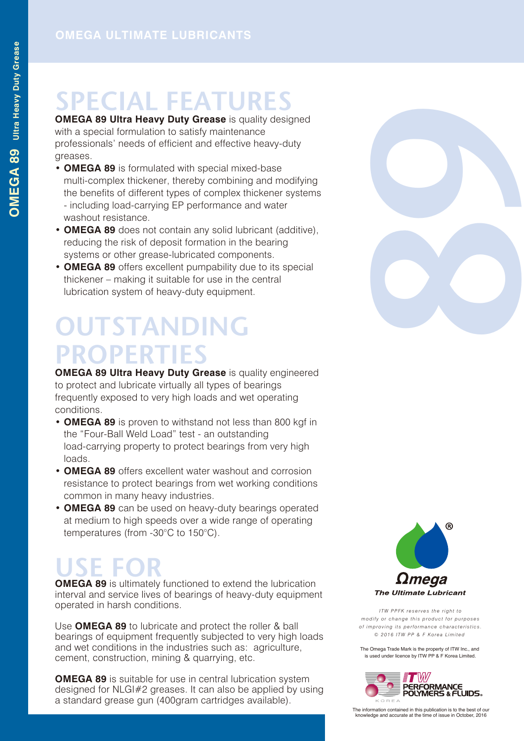# SPECIAL FEATURES

**OMEGA 89 Ultra Heavy Duty Grease** is quality designed with a special formulation to satisfy maintenance professionals' needs of efficient and effective heavy-duty greases.

- **OMEGA 89** is formulated with special mixed-base multi-complex thickener, thereby combining and modifying the benefits of different types of complex thickener systems - including load-carrying EP performance and water washout resistance.
- **OMEGA 89** does not contain any solid lubricant (additive), reducing the risk of deposit formation in the bearing systems or other grease-lubricated components.
- **OMEGA 89** offers excellent pumpability due to its special thickener – making it suitable for use in the central lubrication system of heavy-duty equipment.

# OUTSTANDING PROPERTIES

**OMEGA 89 Ultra Heavy Duty Grease** is quality engineered to protect and lubricate virtually all types of bearings frequently exposed to very high loads and wet operating conditions.

- **OMEGA 89** is proven to withstand not less than 800 kgf in the "Four-Ball Weld Load" test - an outstanding load-carrying property to protect bearings from very high loads.
- **OMEGA 89** offers excellent water washout and corrosion resistance to protect bearings from wet working conditions common in many heavy industries.
- **OMEGA 89** can be used on heavy-duty bearings operated at medium to high speeds over a wide range of operating temperatures (from -30°C to 150°C).

# USE FOR

**OMEGA 89** is ultimately functioned to extend the lubrication interval and service lives of bearings of heavy-duty equipment operated in harsh conditions.

Use **OMEGA 89** to lubricate and protect the roller & ball bearings of equipment frequently subjected to very high loads and wet conditions in the industries such as: agriculture, cement, construction, mining & quarrying, etc.

**OMEGA 89** is suitable for use in central lubrication system designed for NLGI#2 greases. It can also be applied by using a standard grease gun (400gram cartridges available).

Ωmega®
***The Ultimate Lubricant***

*ITW PPFK reserves the right to modify or change this product for purposes of improving its performance characteristics.*
*© 2016 ITW PP & F Korea Limited*

The Omega Trade Mark is the property of ITW Inc., and is used under licence by ITW PP & F Korea Limited.

ITW PERFORMANCE POLYMERS & FLUIDS. KOREA

The information contained in this publication is to the best of our knowledge and accurate at the time of issue in October, 2016